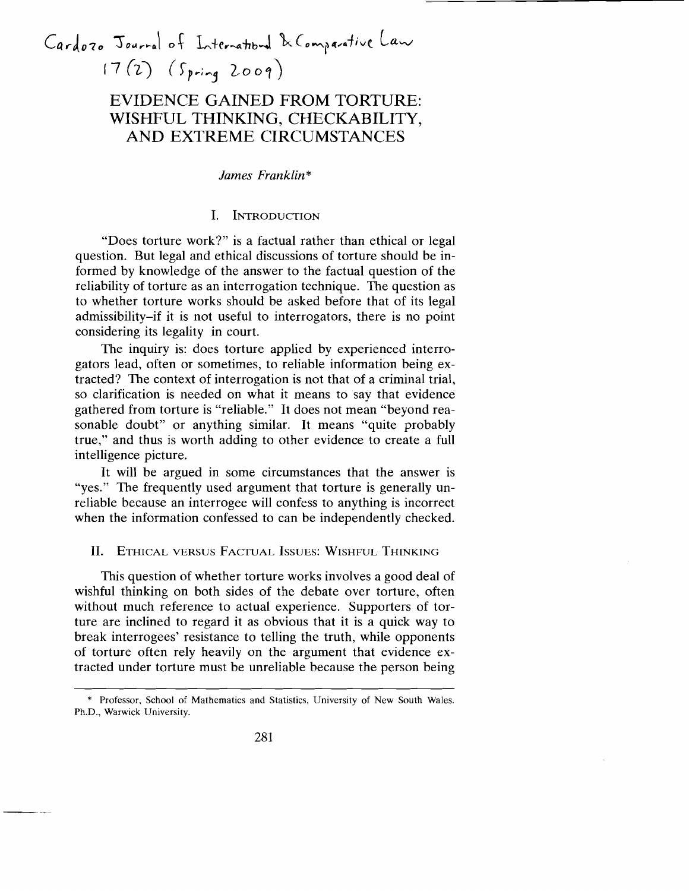Cardozo Journal of International & Comparative Law 17(2) (Spring 2009)

# EVIDENCE GAINED FROM TORTURE: WISHFUL THINKING, CHECKABILITY, AND EXTREME CIRCUMSTANCES

*James Franklin**

## I. INTRODUCTION

"Does torture work?" is a factual rather than ethical or legal question. But legal and ethical discussions of torture should be informed by knowledge of the answer to the factual question of the reliability of torture as an interrogation technique. The question as to whether torture works should be asked before that of its legal admissibility–if it is not useful to interrogators, there is no point considering its legality in court.

The inquiry is: does torture applied by experienced interrogators lead, often or sometimes, to reliable information being extracted? The context of interrogation is not that of a criminal trial, so clarification is needed on what it means to say that evidence gathered from torture is "reliable." It does not mean "beyond reasonable doubt" or anything similar. It means "quite probably true," and thus is worth adding to other evidence to create a full intelligence picture.

It will be argued in some circumstances that the answer is "yes." The frequently used argument that torture is generally unreliable because an interrogee will confess to anything is incorrect when the information confessed to can be independently checked.

## II. ETHICAL VERSUS FACTUAL ISSUES: WISHFUL THINKING

This question of whether torture works involves a good deal of wishful thinking on both sides of the debate over torture, often without much reference to actual experience. Supporters of torture are inclined to regard it as obvious that it is a quick way to break interrogees' resistance to telling the truth, while opponents of torture often rely heavily on the argument that evidence extracted under torture must be unreliable because the person being

---

\* Professor, School of Mathematics and Statistics, University of New South Wales. Ph.D., Warwick University.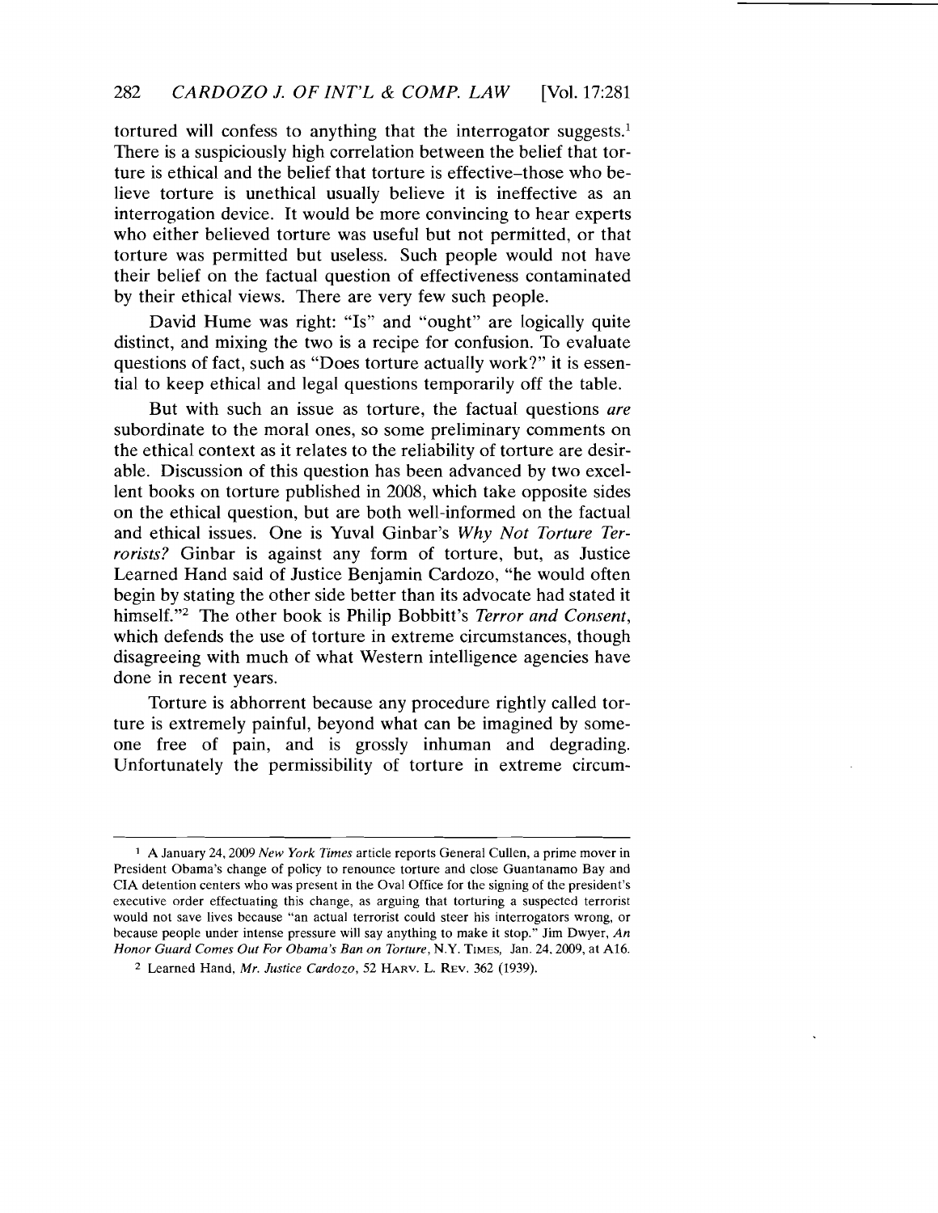tortured will confess to anything that the interrogator suggests.[1] There is a suspiciously high correlation between the belief that torture is ethical and the belief that torture is effective–those who believe torture is unethical usually believe it is ineffective as an interrogation device. It would be more convincing to hear experts who either believed torture was useful but not permitted, or that torture was permitted but useless. Such people would not have their belief on the factual question of effectiveness contaminated by their ethical views. There are very few such people.

David Hume was right: "Is" and "ought" are logically quite distinct, and mixing the two is a recipe for confusion. To evaluate questions of fact, such as "Does torture actually work?" it is essential to keep ethical and legal questions temporarily off the table.

But with such an issue as torture, the factual questions *are* subordinate to the moral ones, so some preliminary comments on the ethical context as it relates to the reliability of torture are desirable. Discussion of this question has been advanced by two excellent books on torture published in 2008, which take opposite sides on the ethical question, but are both well-informed on the factual and ethical issues. One is Yuval Ginbar's *Why Not Torture Terrorists?* Ginbar is against any form of torture, but, as Justice Learned Hand said of Justice Benjamin Cardozo, "he would often begin by stating the other side better than its advocate had stated it himself."[2] The other book is Philip Bobbitt's *Terror and Consent*, which defends the use of torture in extreme circumstances, though disagreeing with much of what Western intelligence agencies have done in recent years.

Torture is abhorrent because any procedure rightly called torture is extremely painful, beyond what can be imagined by someone free of pain, and is grossly inhuman and degrading. Unfortunately the permissibility of torture in extreme circum-

---

[1] A January 24, 2009 *New York Times* article reports General Cullen, a prime mover in President Obama's change of policy to renounce torture and close Guantanamo Bay and CIA detention centers who was present in the Oval Office for the signing of the president's executive order effectuating this change, as arguing that torturing a suspected terrorist would not save lives because "an actual terrorist could steer his interrogators wrong, or because people under intense pressure will say anything to make it stop." Jim Dwyer, *An Honor Guard Comes Out For Obama's Ban on Torture*, N.Y. TIMES, Jan. 24, 2009, at A16.

[2] Learned Hand, *Mr. Justice Cardozo*, 52 HARV. L. REV. 362 (1939).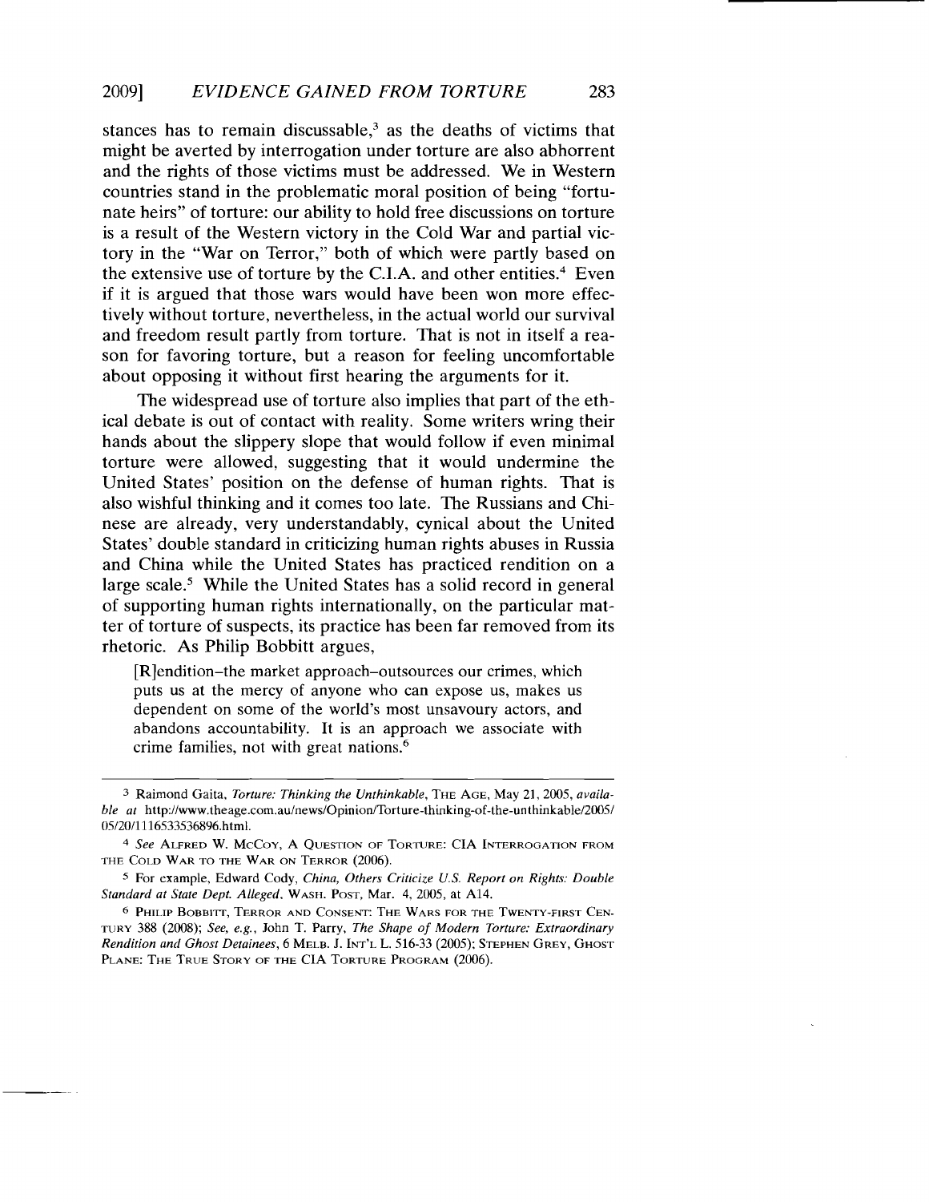stances has to remain discussable,[3] as the deaths of victims that might be averted by interrogation under torture are also abhorrent and the rights of those victims must be addressed. We in Western countries stand in the problematic moral position of being "fortunate heirs" of torture: our ability to hold free discussions on torture is a result of the Western victory in the Cold War and partial victory in the "War on Terror," both of which were partly based on the extensive use of torture by the C.I.A. and other entities.[4] Even if it is argued that those wars would have been won more effectively without torture, nevertheless, in the actual world our survival and freedom result partly from torture. That is not in itself a reason for favoring torture, but a reason for feeling uncomfortable about opposing it without first hearing the arguments for it.

The widespread use of torture also implies that part of the ethical debate is out of contact with reality. Some writers wring their hands about the slippery slope that would follow if even minimal torture were allowed, suggesting that it would undermine the United States' position on the defense of human rights. That is also wishful thinking and it comes too late. The Russians and Chinese are already, very understandably, cynical about the United States' double standard in criticizing human rights abuses in Russia and China while the United States has practiced rendition on a large scale.[5] While the United States has a solid record in general of supporting human rights internationally, on the particular matter of torture of suspects, its practice has been far removed from its rhetoric. As Philip Bobbitt argues,

> [R]endition–the market approach–outsources our crimes, which puts us at the mercy of anyone who can expose us, makes us dependent on some of the world's most unsavoury actors, and abandons accountability. It is an approach we associate with crime families, not with great nations.[6]

---

[3] Raimond Gaita, *Torture: Thinking the Unthinkable*, THE AGE, May 21, 2005, *available at* http://www.theage.com.au/news/Opinion/Torture-thinking-of-the-unthinkable/2005/05/20/1116533536896.html.

[4] *See* ALFRED W. MCCOY, A QUESTION OF TORTURE: CIA INTERROGATION FROM THE COLD WAR TO THE WAR ON TERROR (2006).

[5] For example, Edward Cody, *China, Others Criticize U.S. Report on Rights: Double Standard at State Dept. Alleged*, WASH. POST, Mar. 4, 2005, at A14.

[6] PHILIP BOBBITT, TERROR AND CONSENT: THE WARS FOR THE TWENTY-FIRST CENTURY 388 (2008); *See, e.g.*, John T. Parry, *The Shape of Modern Torture: Extraordinary Rendition and Ghost Detainees*, 6 MELB. J. INT'L L. 516-33 (2005); STEPHEN GREY, GHOST PLANE: THE TRUE STORY OF THE CIA TORTURE PROGRAM (2006).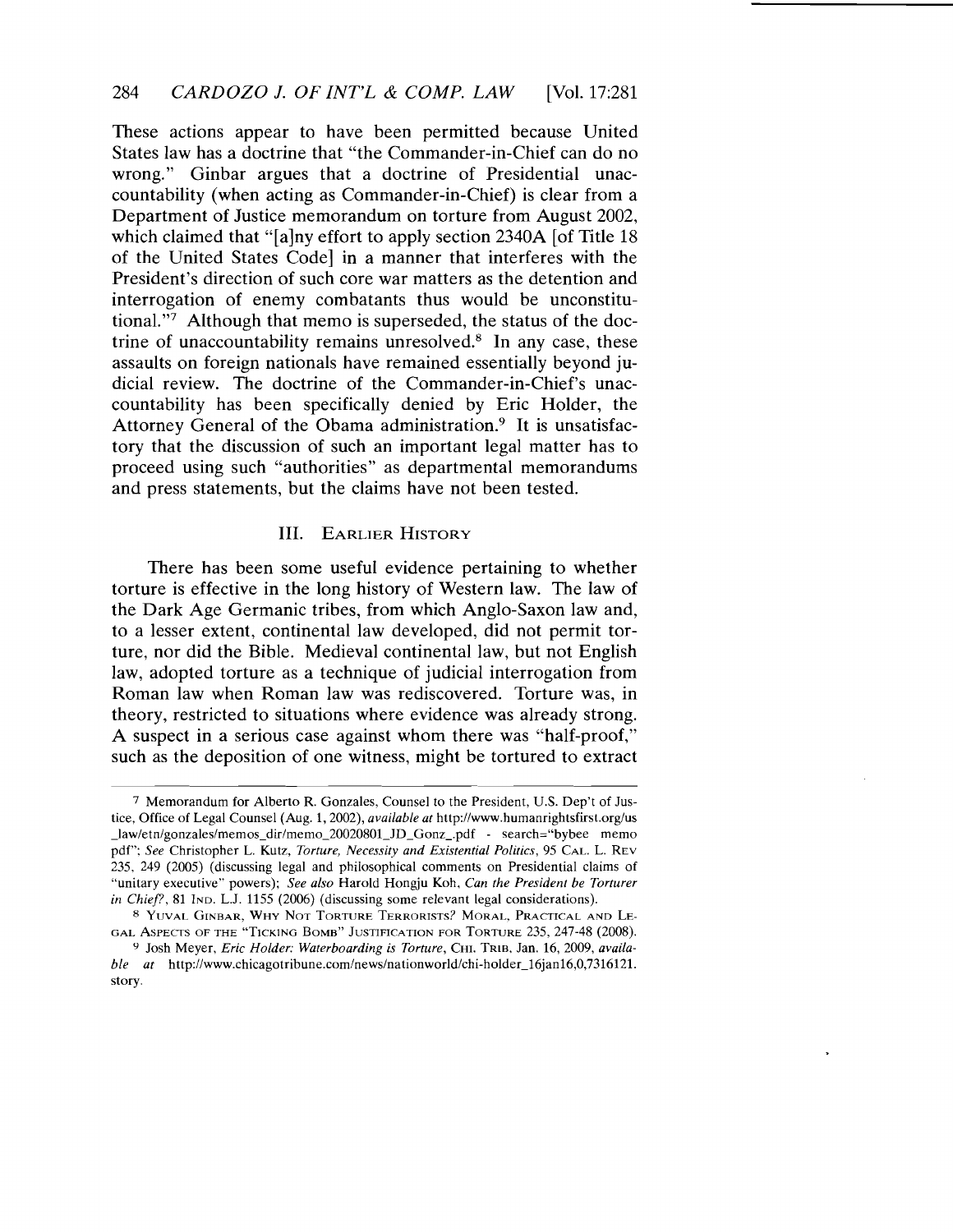These actions appear to have been permitted because United States law has a doctrine that "the Commander-in-Chief can do no wrong." Ginbar argues that a doctrine of Presidential unaccountability (when acting as Commander-in-Chief) is clear from a Department of Justice memorandum on torture from August 2002, which claimed that "[a]ny effort to apply section 2340A [of Title 18 of the United States Code] in a manner that interferes with the President's direction of such core war matters as the detention and interrogation of enemy combatants thus would be unconstitutional."[7] Although that memo is superseded, the status of the doctrine of unaccountability remains unresolved.[8] In any case, these assaults on foreign nationals have remained essentially beyond judicial review. The doctrine of the Commander-in-Chief's unaccountability has been specifically denied by Eric Holder, the Attorney General of the Obama administration.[9] It is unsatisfactory that the discussion of such an important legal matter has to proceed using such "authorities" as departmental memorandums and press statements, but the claims have not been tested.

## III. Earlier History

There has been some useful evidence pertaining to whether torture is effective in the long history of Western law. The law of the Dark Age Germanic tribes, from which Anglo-Saxon law and, to a lesser extent, continental law developed, did not permit torture, nor did the Bible. Medieval continental law, but not English law, adopted torture as a technique of judicial interrogation from Roman law when Roman law was rediscovered. Torture was, in theory, restricted to situations where evidence was already strong. A suspect in a serious case against whom there was "half-proof," such as the deposition of one witness, might be tortured to extract

---

[7] Memorandum for Alberto R. Gonzales, Counsel to the President, U.S. Dep't of Justice, Office of Legal Counsel (Aug. 1, 2002), *available at* http://www.humanrightsfirst.org/us_law/etn/gonzales/memos_dir/memo_20020801_JD_Gonz_.pdf - search="bybee memo pdf"; *See* Christopher L. Kutz, *Torture, Necessity and Existential Politics*, 95 CAL. L. REV 235, 249 (2005) (discussing legal and philosophical comments on Presidential claims of "unitary executive" powers); *See also* Harold Hongju Koh, *Can the President be Torturer in Chief?*, 81 IND. L.J. 1155 (2006) (discussing some relevant legal considerations).

[8] YUVAL GINBAR, WHY NOT TORTURE TERRORISTS? MORAL, PRACTICAL AND LEGAL ASPECTS OF THE "TICKING BOMB" JUSTIFICATION FOR TORTURE 235, 247-48 (2008).

[9] Josh Meyer, *Eric Holder: Waterboarding is Torture*, CHI. TRIB, Jan. 16, 2009, *available at* http://www.chicagotribune.com/news/nationworld/chi-holder_16jan16,0,7316121.story.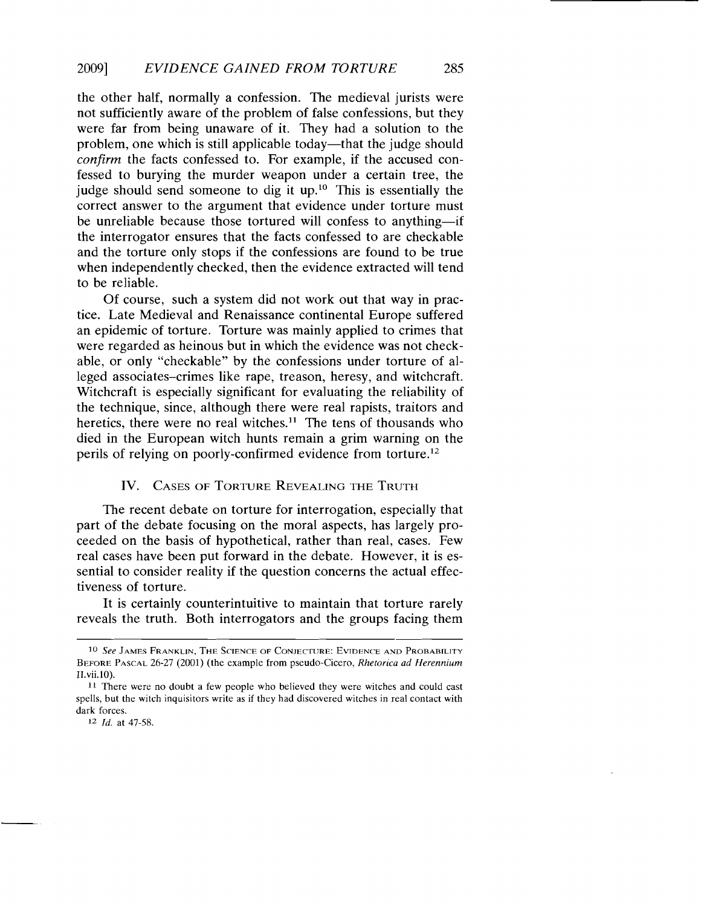the other half, normally a confession. The medieval jurists were not sufficiently aware of the problem of false confessions, but they were far from being unaware of it. They had a solution to the problem, one which is still applicable today—that the judge should *confirm* the facts confessed to. For example, if the accused confessed to burying the murder weapon under a certain tree, the judge should send someone to dig it up.[10] This is essentially the correct answer to the argument that evidence under torture must be unreliable because those tortured will confess to anything—if the interrogator ensures that the facts confessed to are checkable and the torture only stops if the confessions are found to be true when independently checked, then the evidence extracted will tend to be reliable.

Of course, such a system did not work out that way in practice. Late Medieval and Renaissance continental Europe suffered an epidemic of torture. Torture was mainly applied to crimes that were regarded as heinous but in which the evidence was not checkable, or only "checkable" by the confessions under torture of alleged associates–crimes like rape, treason, heresy, and witchcraft. Witchcraft is especially significant for evaluating the reliability of the technique, since, although there were real rapists, traitors and heretics, there were no real witches.[11] The tens of thousands who died in the European witch hunts remain a grim warning on the perils of relying on poorly-confirmed evidence from torture.[12]

## IV. Cases of Torture Revealing the Truth

The recent debate on torture for interrogation, especially that part of the debate focusing on the moral aspects, has largely proceeded on the basis of hypothetical, rather than real, cases. Few real cases have been put forward in the debate. However, it is essential to consider reality if the question concerns the actual effectiveness of torture.

It is certainly counterintuitive to maintain that torture rarely reveals the truth. Both interrogators and the groups facing them

---

[10] *See* James Franklin, The Science of Conjecture: Evidence and Probability Before Pascal 26-27 (2001) (the example from pseudo-Cicero, *Rhetorica ad Herennium* II.vii.10).

[11] There were no doubt a few people who believed they were witches and could cast spells, but the witch inquisitors write as if they had discovered witches in real contact with dark forces.

[12] *Id.* at 47-58.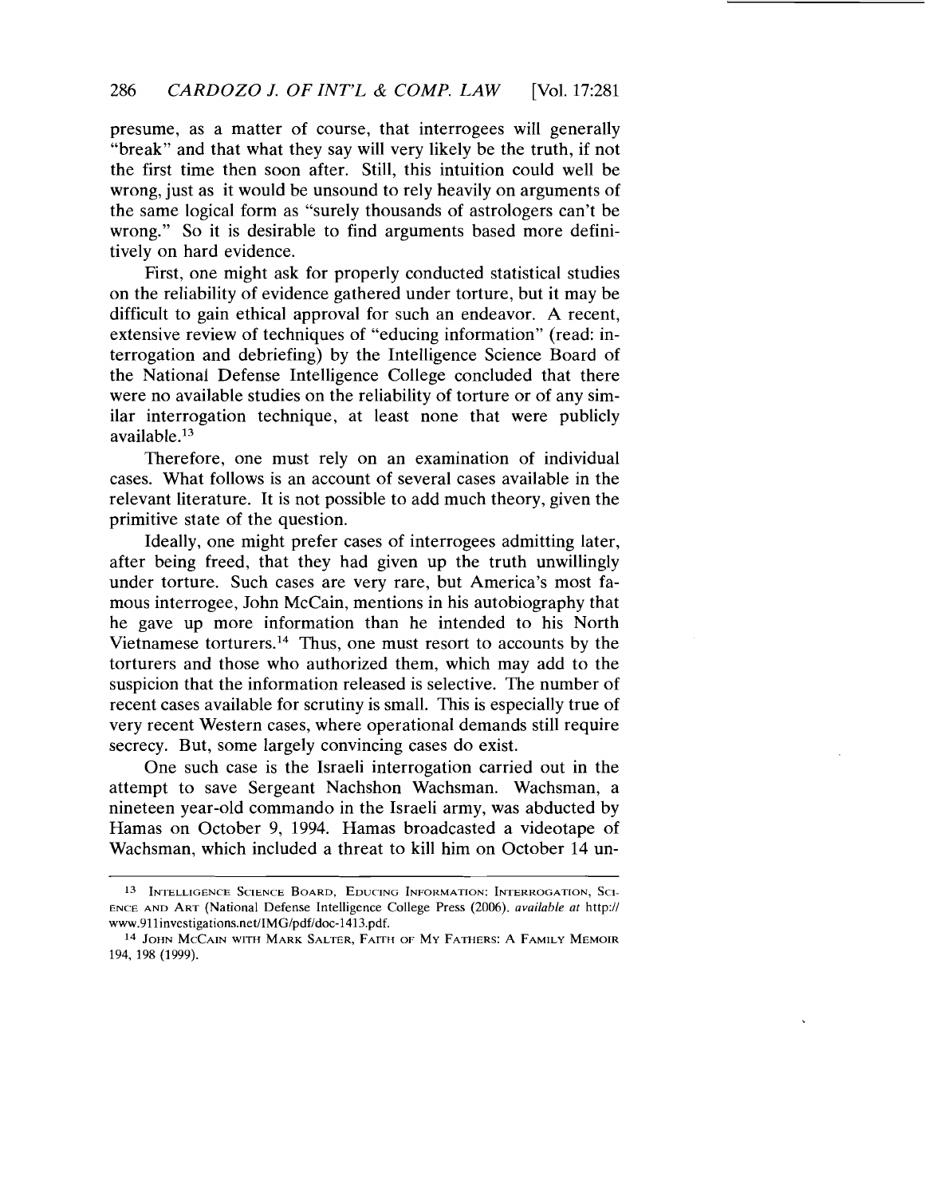presume, as a matter of course, that interrogees will generally "break" and that what they say will very likely be the truth, if not the first time then soon after. Still, this intuition could well be wrong, just as it would be unsound to rely heavily on arguments of the same logical form as "surely thousands of astrologers can't be wrong." So it is desirable to find arguments based more definitively on hard evidence.

First, one might ask for properly conducted statistical studies on the reliability of evidence gathered under torture, but it may be difficult to gain ethical approval for such an endeavor. A recent, extensive review of techniques of "educing information" (read: interrogation and debriefing) by the Intelligence Science Board of the National Defense Intelligence College concluded that there were no available studies on the reliability of torture or of any similar interrogation technique, at least none that were publicly available.[13]

Therefore, one must rely on an examination of individual cases. What follows is an account of several cases available in the relevant literature. It is not possible to add much theory, given the primitive state of the question.

Ideally, one might prefer cases of interrogees admitting later, after being freed, that they had given up the truth unwillingly under torture. Such cases are very rare, but America's most famous interrogee, John McCain, mentions in his autobiography that he gave up more information than he intended to his North Vietnamese torturers.[14] Thus, one must resort to accounts by the torturers and those who authorized them, which may add to the suspicion that the information released is selective. The number of recent cases available for scrutiny is small. This is especially true of very recent Western cases, where operational demands still require secrecy. But, some largely convincing cases do exist.

One such case is the Israeli interrogation carried out in the attempt to save Sergeant Nachshon Wachsman. Wachsman, a nineteen year-old commando in the Israeli army, was abducted by Hamas on October 9, 1994. Hamas broadcasted a videotape of Wachsman, which included a threat to kill him on October 14 un-

---

[13] INTELLIGENCE SCIENCE BOARD, EDUCING INFORMATION: INTERROGATION, SCIENCE AND ART (National Defense Intelligence College Press (2006). *available at* http://www.911investigations.net/IMG/pdf/doc-1413.pdf.

[14] JOHN MCCAIN WITH MARK SALTER, FAITH OF MY FATHERS: A FAMILY MEMOIR 194, 198 (1999).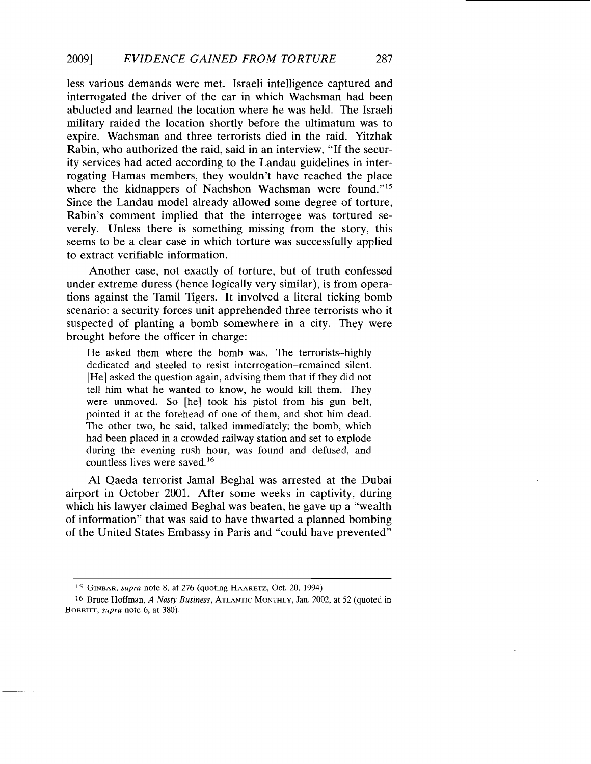less various demands were met. Israeli intelligence captured and interrogated the driver of the car in which Wachsman had been abducted and learned the location where he was held. The Israeli military raided the location shortly before the ultimatum was to expire. Wachsman and three terrorists died in the raid. Yitzhak Rabin, who authorized the raid, said in an interview, "If the security services had acted according to the Landau guidelines in interrogating Hamas members, they wouldn't have reached the place where the kidnappers of Nachshon Wachsman were found."[15] Since the Landau model already allowed some degree of torture, Rabin's comment implied that the interrogee was tortured severely. Unless there is something missing from the story, this seems to be a clear case in which torture was successfully applied to extract verifiable information.

Another case, not exactly of torture, but of truth confessed under extreme duress (hence logically very similar), is from operations against the Tamil Tigers. It involved a literal ticking bomb scenario: a security forces unit apprehended three terrorists who it suspected of planting a bomb somewhere in a city. They were brought before the officer in charge:

> He asked them where the bomb was. The terrorists–highly dedicated and steeled to resist interrogation–remained silent. [He] asked the question again, advising them that if they did not tell him what he wanted to know, he would kill them. They were unmoved. So [he] took his pistol from his gun belt, pointed it at the forehead of one of them, and shot him dead. The other two, he said, talked immediately; the bomb, which had been placed in a crowded railway station and set to explode during the evening rush hour, was found and defused, and countless lives were saved.[16]

Al Qaeda terrorist Jamal Beghal was arrested at the Dubai airport in October 2001. After some weeks in captivity, during which his lawyer claimed Beghal was beaten, he gave up a "wealth of information" that was said to have thwarted a planned bombing of the United States Embassy in Paris and "could have prevented"

---

[15] GINBAR, *supra* note 8, at 276 (quoting HAARETZ, Oct. 20, 1994).

[16] Bruce Hoffman, *A Nasty Business*, ATLANTIC MONTHLY, Jan. 2002, at 52 (quoted in BOBBITT, *supra* note 6, at 380).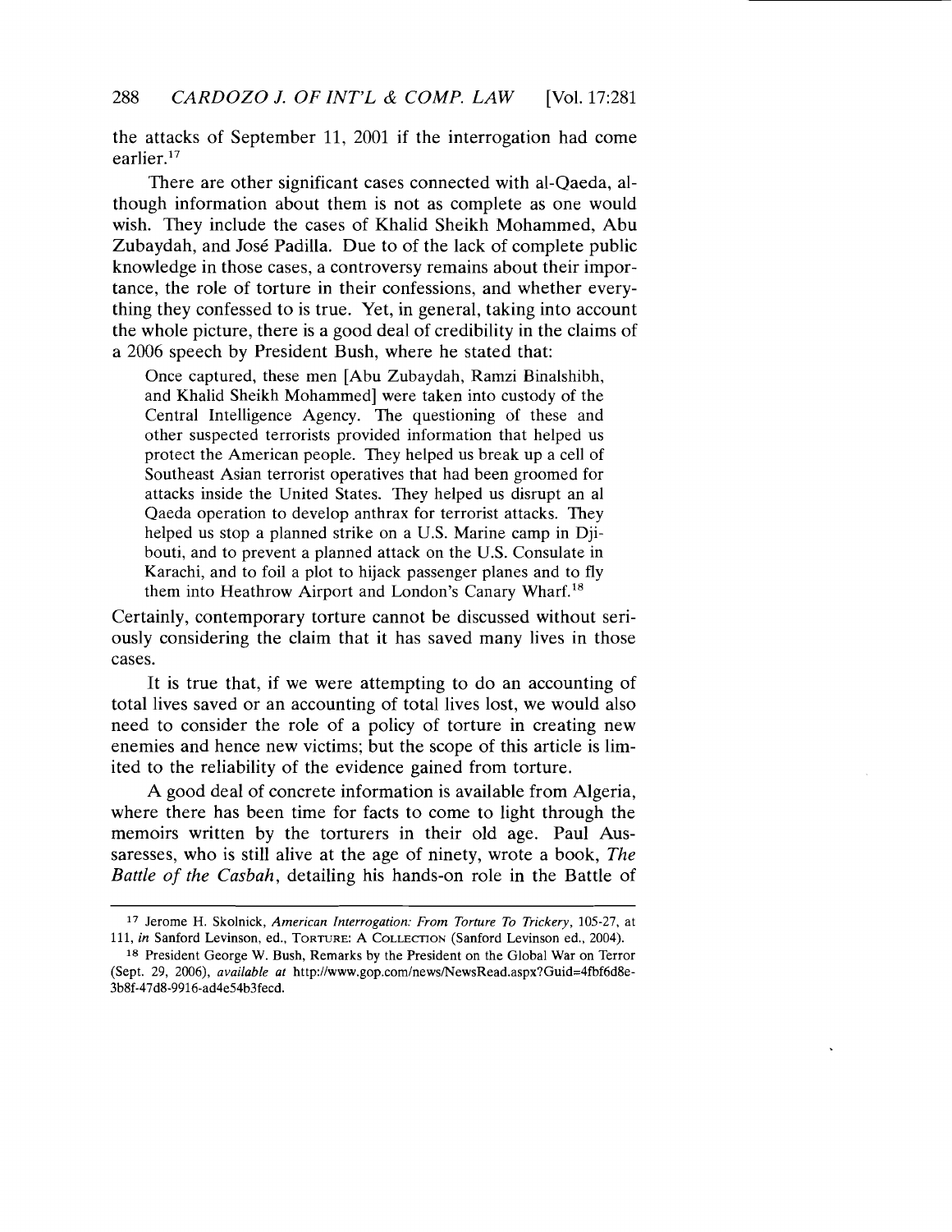the attacks of September 11, 2001 if the interrogation had come earlier.[17]

There are other significant cases connected with al-Qaeda, although information about them is not as complete as one would wish. They include the cases of Khalid Sheikh Mohammed, Abu Zubaydah, and José Padilla. Due to of the lack of complete public knowledge in those cases, a controversy remains about their importance, the role of torture in their confessions, and whether everything they confessed to is true. Yet, in general, taking into account the whole picture, there is a good deal of credibility in the claims of a 2006 speech by President Bush, where he stated that:

> Once captured, these men [Abu Zubaydah, Ramzi Binalshibh, and Khalid Sheikh Mohammed] were taken into custody of the Central Intelligence Agency. The questioning of these and other suspected terrorists provided information that helped us protect the American people. They helped us break up a cell of Southeast Asian terrorist operatives that had been groomed for attacks inside the United States. They helped us disrupt an al Qaeda operation to develop anthrax for terrorist attacks. They helped us stop a planned strike on a U.S. Marine camp in Djibouti, and to prevent a planned attack on the U.S. Consulate in Karachi, and to foil a plot to hijack passenger planes and to fly them into Heathrow Airport and London's Canary Wharf.[18]

Certainly, contemporary torture cannot be discussed without seriously considering the claim that it has saved many lives in those cases.

It is true that, if we were attempting to do an accounting of total lives saved or an accounting of total lives lost, we would also need to consider the role of a policy of torture in creating new enemies and hence new victims; but the scope of this article is limited to the reliability of the evidence gained from torture.

A good deal of concrete information is available from Algeria, where there has been time for facts to come to light through the memoirs written by the torturers in their old age. Paul Aussaresses, who is still alive at the age of ninety, wrote a book, *The Battle of the Casbah*, detailing his hands-on role in the Battle of

---

[17] Jerome H. Skolnick, *American Interrogation: From Torture To Trickery*, 105-27, at 111, *in* Sanford Levinson, ed., TORTURE: A COLLECTION (Sanford Levinson ed., 2004).

[18] President George W. Bush, Remarks by the President on the Global War on Terror (Sept. 29, 2006), *available at* http://www.gop.com/news/NewsRead.aspx?Guid=4fbf6d8e-3b8f-47d8-9916-ad4e54b3fecd.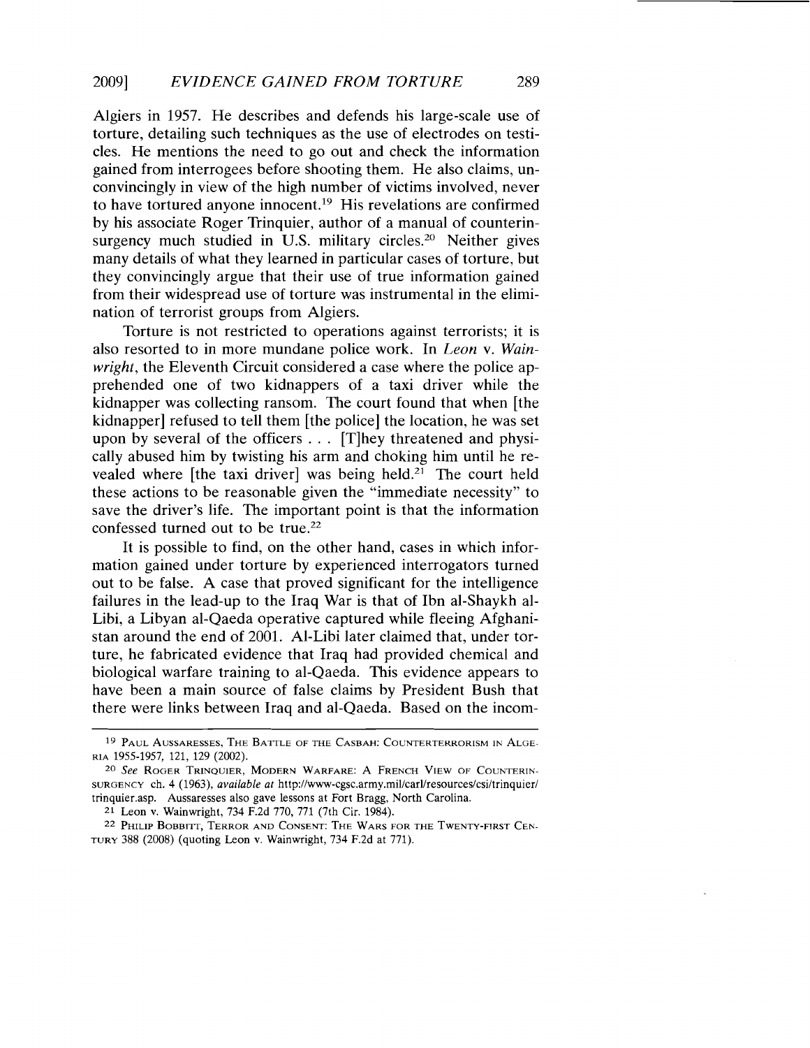Algiers in 1957. He describes and defends his large-scale use of torture, detailing such techniques as the use of electrodes on testicles. He mentions the need to go out and check the information gained from interrogees before shooting them. He also claims, unconvincingly in view of the high number of victims involved, never to have tortured anyone innocent.[19] His revelations are confirmed by his associate Roger Trinquier, author of a manual of counterinsurgency much studied in U.S. military circles.[20] Neither gives many details of what they learned in particular cases of torture, but they convincingly argue that their use of true information gained from their widespread use of torture was instrumental in the elimination of terrorist groups from Algiers.

Torture is not restricted to operations against terrorists; it is also resorted to in more mundane police work. In *Leon* v. *Wainwright*, the Eleventh Circuit considered a case where the police apprehended one of two kidnappers of a taxi driver while the kidnapper was collecting ransom. The court found that when [the kidnapper] refused to tell them [the police] the location, he was set upon by several of the officers . . . [T]hey threatened and physically abused him by twisting his arm and choking him until he revealed where [the taxi driver] was being held.[21] The court held these actions to be reasonable given the "immediate necessity" to save the driver's life. The important point is that the information confessed turned out to be true.[22]

It is possible to find, on the other hand, cases in which information gained under torture by experienced interrogators turned out to be false. A case that proved significant for the intelligence failures in the lead-up to the Iraq War is that of Ibn al-Shaykh al-Libi, a Libyan al-Qaeda operative captured while fleeing Afghanistan around the end of 2001. Al-Libi later claimed that, under torture, he fabricated evidence that Iraq had provided chemical and biological warfare training to al-Qaeda. This evidence appears to have been a main source of false claims by President Bush that there were links between Iraq and al-Qaeda. Based on the incom-

---

[19] Paul Aussaresses, The Battle of the Casbah: Counterterrorism in Algeria 1955-1957, 121, 129 (2002).

[20] *See* Roger Trinquier, Modern Warfare: A French View of Counterinsurgency ch. 4 (1963), *available at* http://www-cgsc.army.mil/carl/resources/csi/trinquier/trinquier.asp. Aussaresses also gave lessons at Fort Bragg, North Carolina.

[21] Leon v. Wainwright, 734 F.2d 770, 771 (7th Cir. 1984).

[22] Philip Bobbitt, Terror and Consent: The Wars for the Twenty-First Century 388 (2008) (quoting Leon v. Wainwright, 734 F.2d at 771).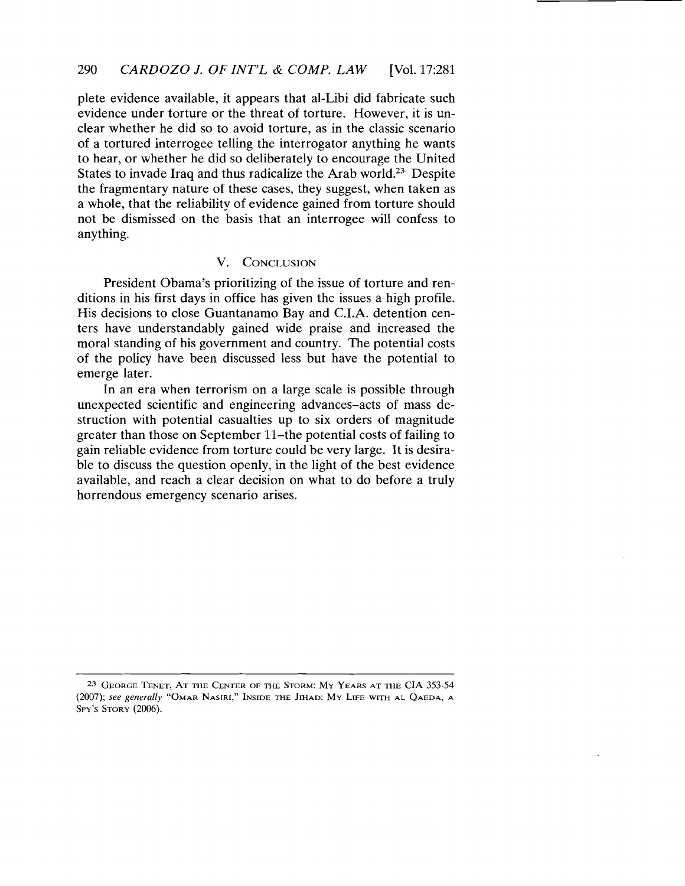plete evidence available, it appears that al-Libi did fabricate such evidence under torture or the threat of torture. However, it is unclear whether he did so to avoid torture, as in the classic scenario of a tortured interrogee telling the interrogator anything he wants to hear, or whether he did so deliberately to encourage the United States to invade Iraq and thus radicalize the Arab world.[23] Despite the fragmentary nature of these cases, they suggest, when taken as a whole, that the reliability of evidence gained from torture should not be dismissed on the basis that an interrogee will confess to anything.

## V. Conclusion

President Obama's prioritizing of the issue of torture and renditions in his first days in office has given the issues a high profile. His decisions to close Guantanamo Bay and C.I.A. detention centers have understandably gained wide praise and increased the moral standing of his government and country. The potential costs of the policy have been discussed less but have the potential to emerge later.

In an era when terrorism on a large scale is possible through unexpected scientific and engineering advances–acts of mass destruction with potential casualties up to six orders of magnitude greater than those on September 11–the potential costs of failing to gain reliable evidence from torture could be very large. It is desirable to discuss the question openly, in the light of the best evidence available, and reach a clear decision on what to do before a truly horrendous emergency scenario arises.

---

[23] George Tenet, At the Center of the Storm: My Years at the CIA 353-54 (2007); *see generally* "Omar Nasiri," Inside the Jihad: My Life with al Qaeda, a Spy's Story (2006).